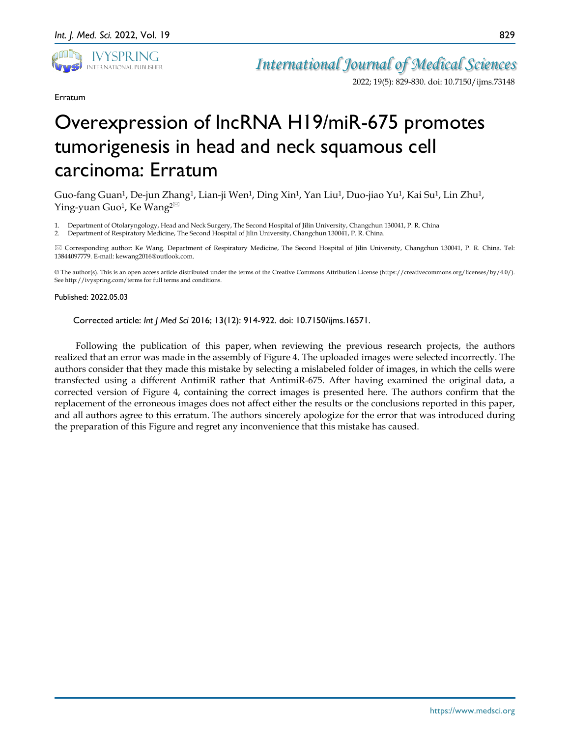Erratum

# Overexpression of lncRNA H19/miR-675 promotes tumorigenesis in head and neck squamous cell carcinoma: Erratum

Guo-fang Guan[1], De-jun Zhang[1], Lian-ji Wen[1], Ding Xin[1], Yan Liu[1], Duo-jiao Yu[1], Kai Su[1], Lin Zhu[1], Ying-yuan Guo[1], Ke Wang[2]✉

1. Department of Otolaryngology, Head and Neck Surgery, The Second Hospital of Jilin University, Changchun 130041, P. R. China
2. Department of Respiratory Medicine, The Second Hospital of Jilin University, Changchun 130041, P. R. China.

✉ Corresponding author: Ke Wang. Department of Respiratory Medicine, The Second Hospital of Jilin University, Changchun 130041, P. R. China. Tel: 13844097779. E-mail: kewang2016@outlook.com.

© The author(s). This is an open access article distributed under the terms of the Creative Commons Attribution License (https://creativecommons.org/licenses/by/4.0/). See http://ivyspring.com/terms for full terms and conditions.

Published: 2022.05.03

Corrected article: *Int J Med Sci* 2016; 13(12): 914-922. doi: 10.7150/ijms.16571.

Following the publication of this paper, when reviewing the previous research projects, the authors realized that an error was made in the assembly of Figure 4. The uploaded images were selected incorrectly. The authors consider that they made this mistake by selecting a mislabeled folder of images, in which the cells were transfected using a different AntimiR rather that AntimiR-675. After having examined the original data, a corrected version of Figure 4, containing the correct images is presented here. The authors confirm that the replacement of the erroneous images does not affect either the results or the conclusions reported in this paper, and all authors agree to this erratum. The authors sincerely apologize for the error that was introduced during the preparation of this Figure and regret any inconvenience that this mistake has caused.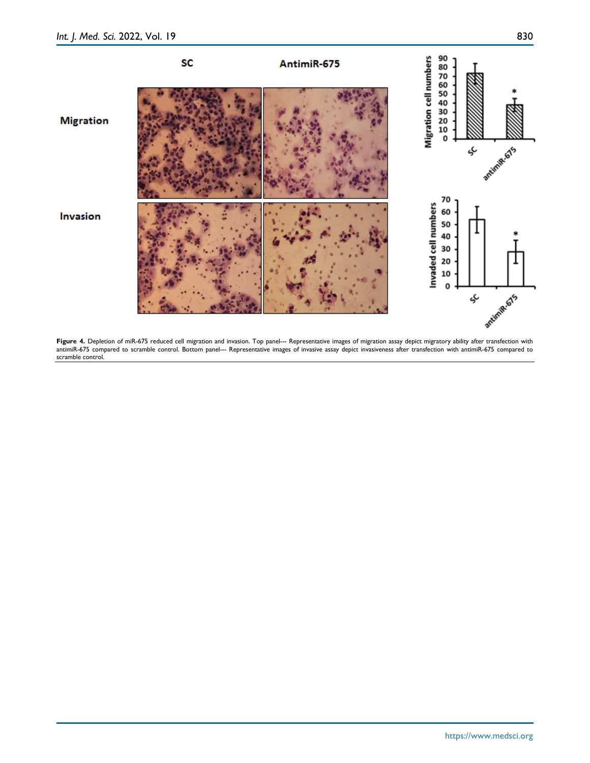SC

AntimiR-675

Migration

Invasion

Migration cell numbers

0
10
20
30
40
50
60
70
80
90

SC

antimiR-675

*

Invaded cell numbers

0
10
20
30
40
50
60
70

SC

antimiR-675

*

**Figure 4.** Depletion of miR-675 reduced cell migration and invasion. Top panel--- Representative images of migration assay depict migratory ability after transfection with antimiR-675 compared to scramble control. Bottom panel--- Representative images of invasive assay depict invasiveness after transfection with antimiR-675 compared to scramble control.